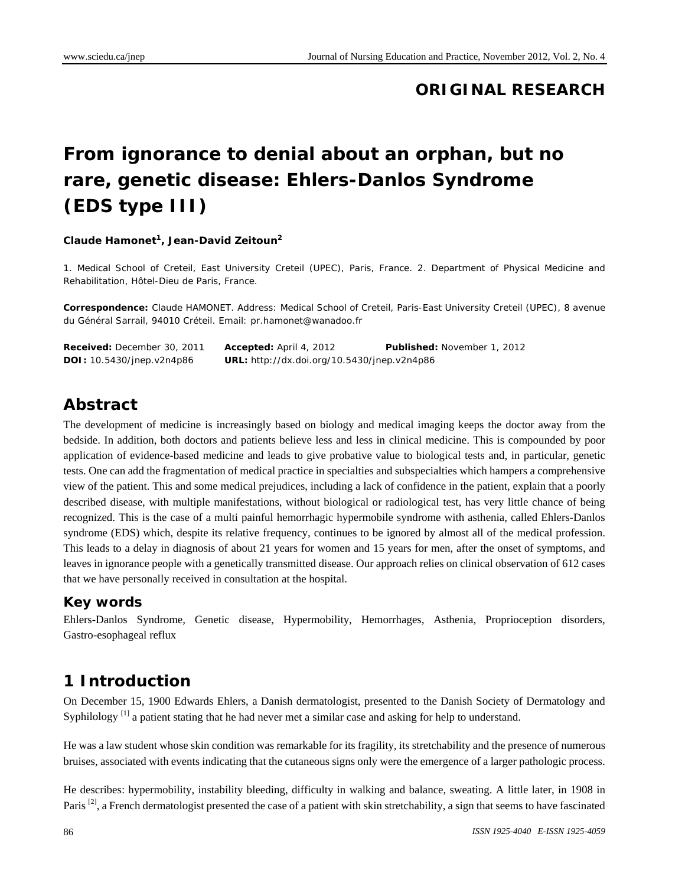**ORIGINAL RESEARCH**

# From ignorance to denial about an orphan, but no rare, genetic disease: Ehlers-Danlos Syndrome (EDS type III)

**Claude Hamonet[1], Jean-David Zeitoun[2]**

1. Medical School of Creteil, East University Creteil (UPEC), Paris, France. 2. Department of Physical Medicine and Rehabilitation, Hôtel-Dieu de Paris, France.

**Correspondence:** Claude HAMONET. Address: Medical School of Creteil, Paris-East University Creteil (UPEC), 8 avenue du Général Sarrail, 94010 Créteil. Email: pr.hamonet@wanadoo.fr

**Received:** December 30, 2011 **Accepted:** April 4, 2012 **Published:** November 1, 2012
**DOI:** 10.5430/jnep.v2n4p86 **URL:** http://dx.doi.org/10.5430/jnep.v2n4p86

## Abstract

The development of medicine is increasingly based on biology and medical imaging keeps the doctor away from the bedside. In addition, both doctors and patients believe less and less in clinical medicine. This is compounded by poor application of evidence-based medicine and leads to give probative value to biological tests and, in particular, genetic tests. One can add the fragmentation of medical practice in specialties and subspecialties which hampers a comprehensive view of the patient. This and some medical prejudices, including a lack of confidence in the patient, explain that a poorly described disease, with multiple manifestations, without biological or radiological test, has very little chance of being recognized. This is the case of a multi painful hemorrhagic hypermobile syndrome with asthenia, called Ehlers-Danlos syndrome (EDS) which, despite its relative frequency, continues to be ignored by almost all of the medical profession. This leads to a delay in diagnosis of about 21 years for women and 15 years for men, after the onset of symptoms, and leaves in ignorance people with a genetically transmitted disease. Our approach relies on clinical observation of 612 cases that we have personally received in consultation at the hospital.

### Key words

Ehlers-Danlos Syndrome, Genetic disease, Hypermobility, Hemorrhages, Asthenia, Proprioception disorders, Gastro-esophageal reflux

## 1 Introduction

On December 15, 1900 Edwards Ehlers, a Danish dermatologist, presented to the Danish Society of Dermatology and Syphilology [1] a patient stating that he had never met a similar case and asking for help to understand.

He was a law student whose skin condition was remarkable for its fragility, its stretchability and the presence of numerous bruises, associated with events indicating that the cutaneous signs only were the emergence of a larger pathologic process.

He describes: hypermobility, instability bleeding, difficulty in walking and balance, sweating. A little later, in 1908 in Paris [2], a French dermatologist presented the case of a patient with skin stretchability, a sign that seems to have fascinated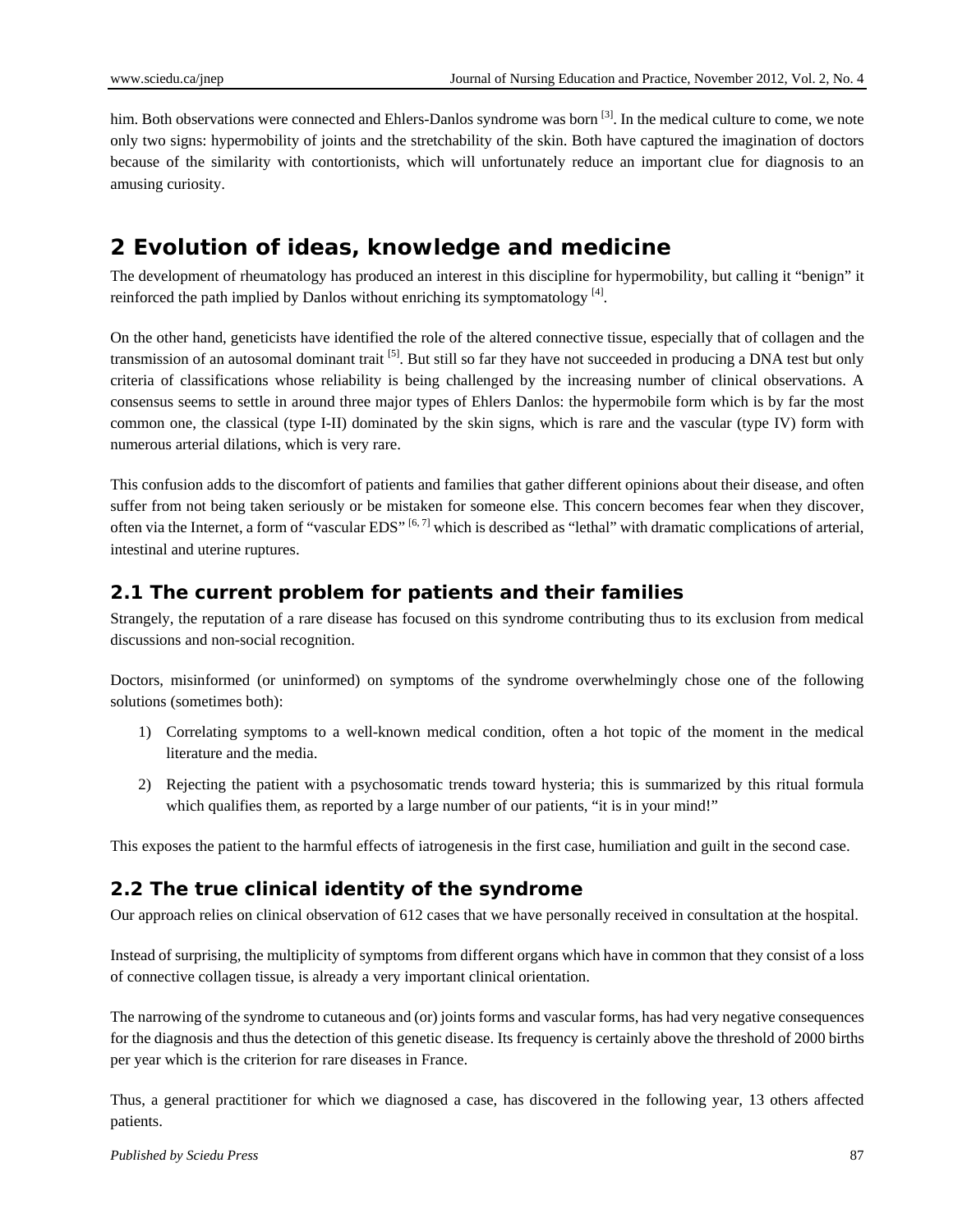him. Both observations were connected and Ehlers-Danlos syndrome was born [3]. In the medical culture to come, we note only two signs: hypermobility of joints and the stretchability of the skin. Both have captured the imagination of doctors because of the similarity with contortionists, which will unfortunately reduce an important clue for diagnosis to an amusing curiosity.

## 2 Evolution of ideas, knowledge and medicine

The development of rheumatology has produced an interest in this discipline for hypermobility, but calling it "benign" it reinforced the path implied by Danlos without enriching its symptomatology [4].

On the other hand, geneticists have identified the role of the altered connective tissue, especially that of collagen and the transmission of an autosomal dominant trait [5]. But still so far they have not succeeded in producing a DNA test but only criteria of classifications whose reliability is being challenged by the increasing number of clinical observations. A consensus seems to settle in around three major types of Ehlers Danlos: the hypermobile form which is by far the most common one, the classical (type I-II) dominated by the skin signs, which is rare and the vascular (type IV) form with numerous arterial dilations, which is very rare.

This confusion adds to the discomfort of patients and families that gather different opinions about their disease, and often suffer from not being taken seriously or be mistaken for someone else. This concern becomes fear when they discover, often via the Internet, a form of "vascular EDS" [6, 7] which is described as "lethal" with dramatic complications of arterial, intestinal and uterine ruptures.

### 2.1 The current problem for patients and their families

Strangely, the reputation of a rare disease has focused on this syndrome contributing thus to its exclusion from medical discussions and non-social recognition.

Doctors, misinformed (or uninformed) on symptoms of the syndrome overwhelmingly chose one of the following solutions (sometimes both):

1) Correlating symptoms to a well-known medical condition, often a hot topic of the moment in the medical literature and the media.
2) Rejecting the patient with a psychosomatic trends toward hysteria; this is summarized by this ritual formula which qualifies them, as reported by a large number of our patients, "it is in your mind!"

This exposes the patient to the harmful effects of iatrogenesis in the first case, humiliation and guilt in the second case.

### 2.2 The true clinical identity of the syndrome

Our approach relies on clinical observation of 612 cases that we have personally received in consultation at the hospital.

Instead of surprising, the multiplicity of symptoms from different organs which have in common that they consist of a loss of connective collagen tissue, is already a very important clinical orientation.

The narrowing of the syndrome to cutaneous and (or) joints forms and vascular forms, has had very negative consequences for the diagnosis and thus the detection of this genetic disease. Its frequency is certainly above the threshold of 2000 births per year which is the criterion for rare diseases in France.

Thus, a general practitioner for which we diagnosed a case, has discovered in the following year, 13 others affected patients.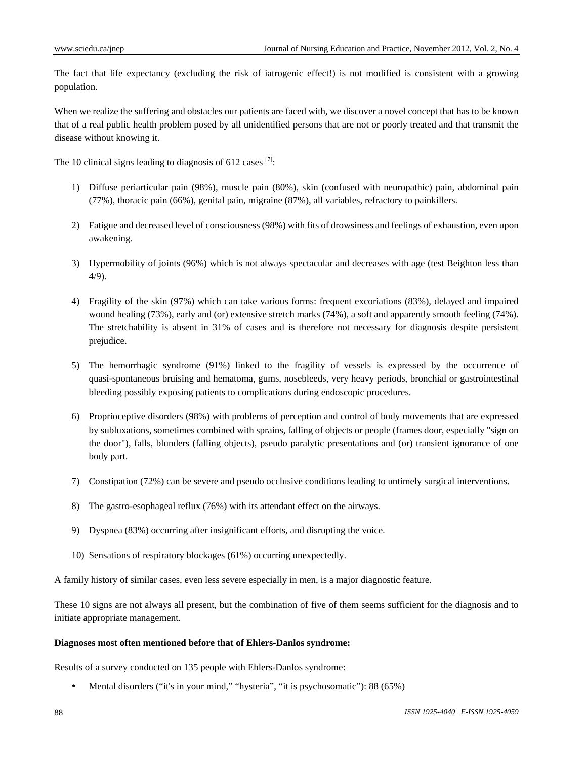The fact that life expectancy (excluding the risk of iatrogenic effect!) is not modified is consistent with a growing population.

When we realize the suffering and obstacles our patients are faced with, we discover a novel concept that has to be known that of a real public health problem posed by all unidentified persons that are not or poorly treated and that transmit the disease without knowing it.

The 10 clinical signs leading to diagnosis of 612 cases [7]:

1) Diffuse periarticular pain (98%), muscle pain (80%), skin (confused with neuropathic) pain, abdominal pain (77%), thoracic pain (66%), genital pain, migraine (87%), all variables, refractory to painkillers.

2) Fatigue and decreased level of consciousness (98%) with fits of drowsiness and feelings of exhaustion, even upon awakening.

3) Hypermobility of joints (96%) which is not always spectacular and decreases with age (test Beighton less than 4/9).

4) Fragility of the skin (97%) which can take various forms: frequent excoriations (83%), delayed and impaired wound healing (73%), early and (or) extensive stretch marks (74%), a soft and apparently smooth feeling (74%). The stretchability is absent in 31% of cases and is therefore not necessary for diagnosis despite persistent prejudice.

5) The hemorrhagic syndrome (91%) linked to the fragility of vessels is expressed by the occurrence of quasi-spontaneous bruising and hematoma, gums, nosebleeds, very heavy periods, bronchial or gastrointestinal bleeding possibly exposing patients to complications during endoscopic procedures.

6) Proprioceptive disorders (98%) with problems of perception and control of body movements that are expressed by subluxations, sometimes combined with sprains, falling of objects or people (frames door, especially "sign on the door"), falls, blunders (falling objects), pseudo paralytic presentations and (or) transient ignorance of one body part.

7) Constipation (72%) can be severe and pseudo occlusive conditions leading to untimely surgical interventions.

8) The gastro-esophageal reflux (76%) with its attendant effect on the airways.

9) Dyspnea (83%) occurring after insignificant efforts, and disrupting the voice.

10) Sensations of respiratory blockages (61%) occurring unexpectedly.

A family history of similar cases, even less severe especially in men, is a major diagnostic feature.

These 10 signs are not always all present, but the combination of five of them seems sufficient for the diagnosis and to initiate appropriate management.

**Diagnoses most often mentioned before that of Ehlers-Danlos syndrome:**

Results of a survey conducted on 135 people with Ehlers-Danlos syndrome:

- Mental disorders ("it's in your mind," "hysteria", "it is psychosomatic"): 88 (65%)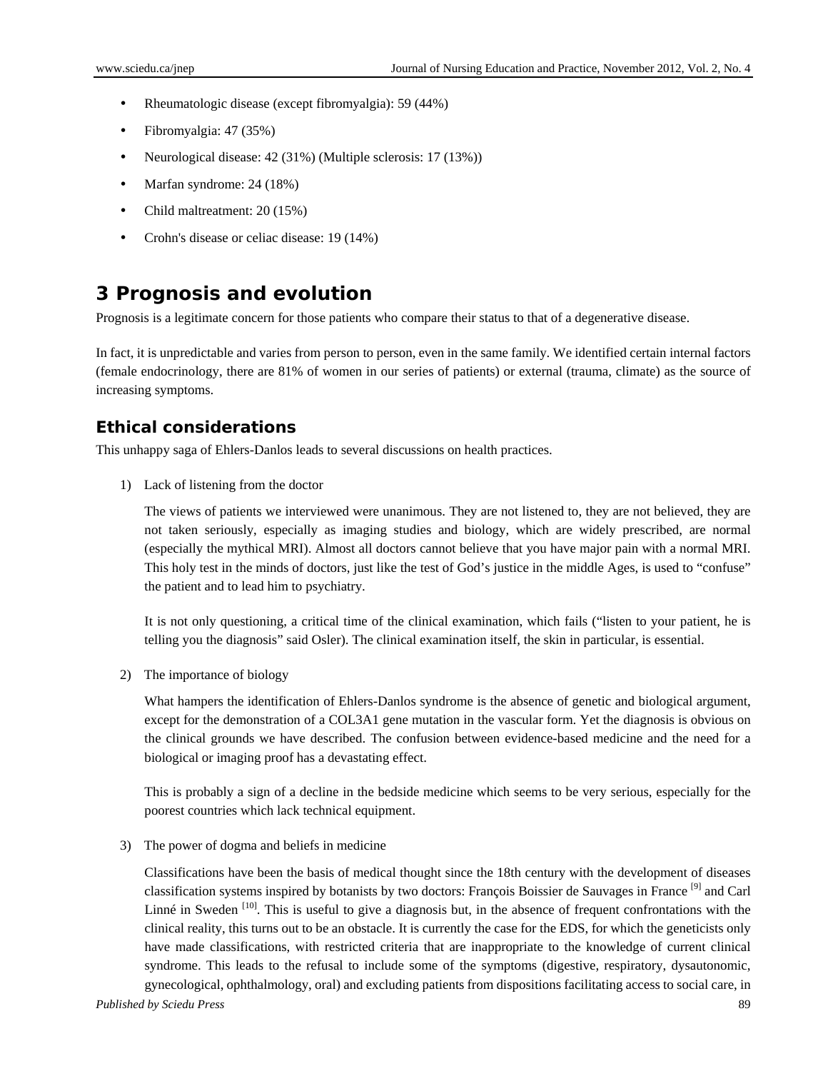- Rheumatologic disease (except fibromyalgia): 59 (44%)
- Fibromyalgia: 47 (35%)
- Neurological disease: 42 (31%) (Multiple sclerosis: 17 (13%))
- Marfan syndrome: 24 (18%)
- Child maltreatment: 20 (15%)
- Crohn's disease or celiac disease: 19 (14%)

# 3 Prognosis and evolution

Prognosis is a legitimate concern for those patients who compare their status to that of a degenerative disease.

In fact, it is unpredictable and varies from person to person, even in the same family. We identified certain internal factors (female endocrinology, there are 81% of women in our series of patients) or external (trauma, climate) as the source of increasing symptoms.

## Ethical considerations

This unhappy saga of Ehlers-Danlos leads to several discussions on health practices.

1) Lack of listening from the doctor

   The views of patients we interviewed were unanimous. They are not listened to, they are not believed, they are not taken seriously, especially as imaging studies and biology, which are widely prescribed, are normal (especially the mythical MRI). Almost all doctors cannot believe that you have major pain with a normal MRI. This holy test in the minds of doctors, just like the test of God's justice in the middle Ages, is used to "confuse" the patient and to lead him to psychiatry.

   It is not only questioning, a critical time of the clinical examination, which fails ("listen to your patient, he is telling you the diagnosis" said Osler). The clinical examination itself, the skin in particular, is essential.

2) The importance of biology

   What hampers the identification of Ehlers-Danlos syndrome is the absence of genetic and biological argument, except for the demonstration of a COL3A1 gene mutation in the vascular form. Yet the diagnosis is obvious on the clinical grounds we have described. The confusion between evidence-based medicine and the need for a biological or imaging proof has a devastating effect.

   This is probably a sign of a decline in the bedside medicine which seems to be very serious, especially for the poorest countries which lack technical equipment.

3) The power of dogma and beliefs in medicine

   Classifications have been the basis of medical thought since the 18th century with the development of diseases classification systems inspired by botanists by two doctors: François Boissier de Sauvages in France [9] and Carl Linné in Sweden [10]. This is useful to give a diagnosis but, in the absence of frequent confrontations with the clinical reality, this turns out to be an obstacle. It is currently the case for the EDS, for which the geneticists only have made classifications, with restricted criteria that are inappropriate to the knowledge of current clinical syndrome. This leads to the refusal to include some of the symptoms (digestive, respiratory, dysautonomic, gynecological, ophthalmology, oral) and excluding patients from dispositions facilitating access to social care, in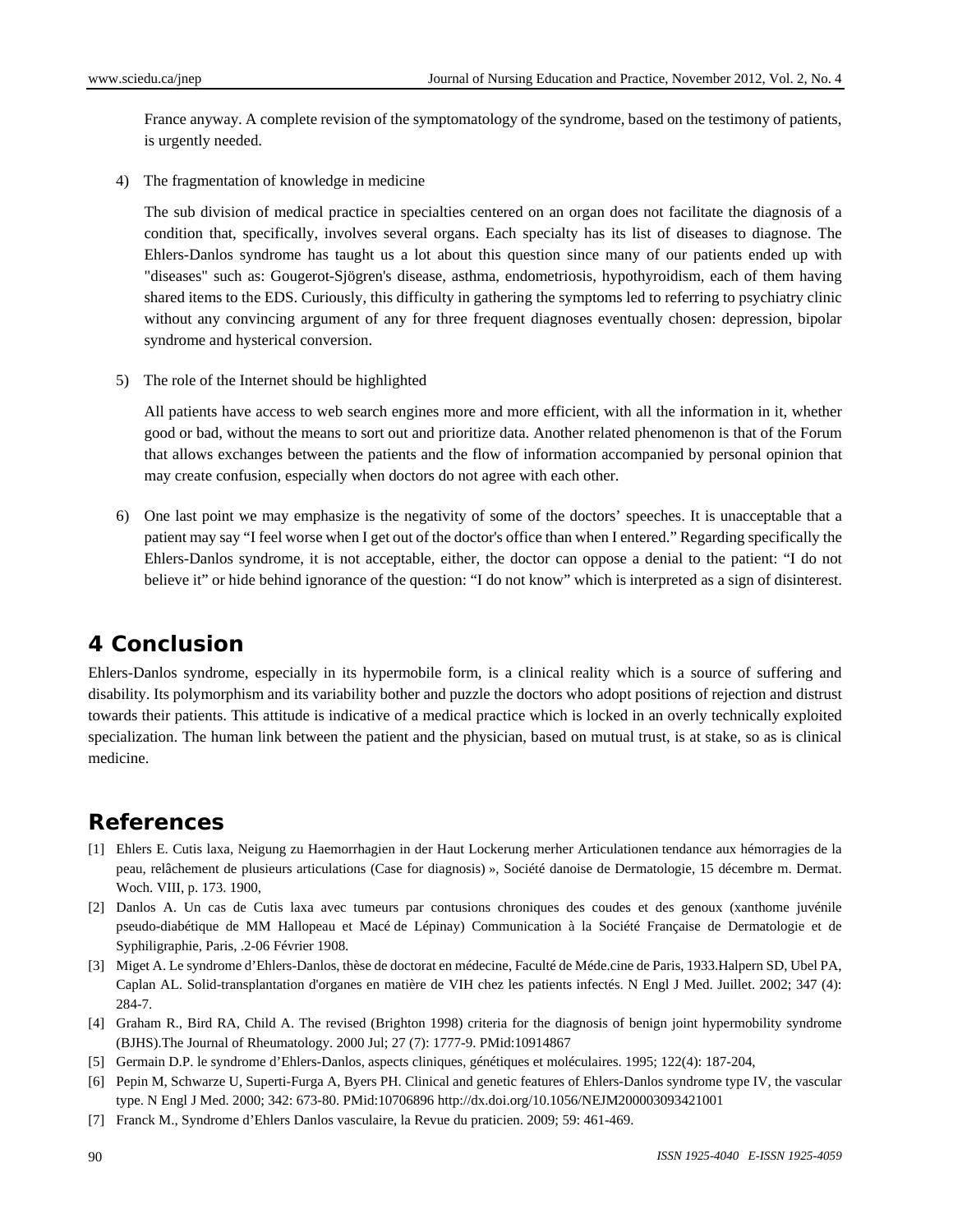France anyway. A complete revision of the symptomatology of the syndrome, based on the testimony of patients, is urgently needed.

4) The fragmentation of knowledge in medicine

   The sub division of medical practice in specialties centered on an organ does not facilitate the diagnosis of a condition that, specifically, involves several organs. Each specialty has its list of diseases to diagnose. The Ehlers-Danlos syndrome has taught us a lot about this question since many of our patients ended up with "diseases" such as: Gougerot-Sjögren's disease, asthma, endometriosis, hypothyroidism, each of them having shared items to the EDS. Curiously, this difficulty in gathering the symptoms led to referring to psychiatry clinic without any convincing argument of any for three frequent diagnoses eventually chosen: depression, bipolar syndrome and hysterical conversion.

5) The role of the Internet should be highlighted

   All patients have access to web search engines more and more efficient, with all the information in it, whether good or bad, without the means to sort out and prioritize data. Another related phenomenon is that of the Forum that allows exchanges between the patients and the flow of information accompanied by personal opinion that may create confusion, especially when doctors do not agree with each other.

6) One last point we may emphasize is the negativity of some of the doctors' speeches. It is unacceptable that a patient may say "I feel worse when I get out of the doctor's office than when I entered." Regarding specifically the Ehlers-Danlos syndrome, it is not acceptable, either, the doctor can oppose a denial to the patient: "I do not believe it" or hide behind ignorance of the question: "I do not know" which is interpreted as a sign of disinterest.

## 4 Conclusion

Ehlers-Danlos syndrome, especially in its hypermobile form, is a clinical reality which is a source of suffering and disability. Its polymorphism and its variability bother and puzzle the doctors who adopt positions of rejection and distrust towards their patients. This attitude is indicative of a medical practice which is locked in an overly technically exploited specialization. The human link between the patient and the physician, based on mutual trust, is at stake, so as is clinical medicine.

## References

[1] Ehlers E. Cutis laxa, Neigung zu Haemorrhagien in der Haut Lockerung merher Articulationen tendance aux hémorragies de la peau, relâchement de plusieurs articulations (Case for diagnosis) », Société danoise de Dermatologie, 15 décembre m. Dermat. Woch. VIII, p. 173. 1900,

[2] Danlos A. Un cas de Cutis laxa avec tumeurs par contusions chroniques des coudes et des genoux (xanthome juvénile pseudo-diabétique de MM Hallopeau et Macé de Lépinay) Communication à la Société Française de Dermatologie et de Syphiligraphie, Paris, .2-06 Février 1908.

[3] Miget A. Le syndrome d'Ehlers-Danlos, thèse de doctorat en médecine, Faculté de Méde.cine de Paris, 1933.Halpern SD, Ubel PA, Caplan AL. Solid-transplantation d'organes en matière de VIH chez les patients infectés. N Engl J Med. Juillet. 2002; 347 (4): 284-7.

[4] Graham R., Bird RA, Child A. The revised (Brighton 1998) criteria for the diagnosis of benign joint hypermobility syndrome (BJHS).The Journal of Rheumatology. 2000 Jul; 27 (7): 1777-9. PMid:10914867

[5] Germain D.P. le syndrome d'Ehlers-Danlos, aspects cliniques, génétiques et moléculaires. 1995; 122(4): 187-204,

[6] Pepin M, Schwarze U, Superti-Furga A, Byers PH. Clinical and genetic features of Ehlers-Danlos syndrome type IV, the vascular type. N Engl J Med. 2000; 342: 673-80. PMid:10706896 http://dx.doi.org/10.1056/NEJM200003093421001

[7] Franck M., Syndrome d'Ehlers Danlos vasculaire, la Revue du praticien. 2009; 59: 461-469.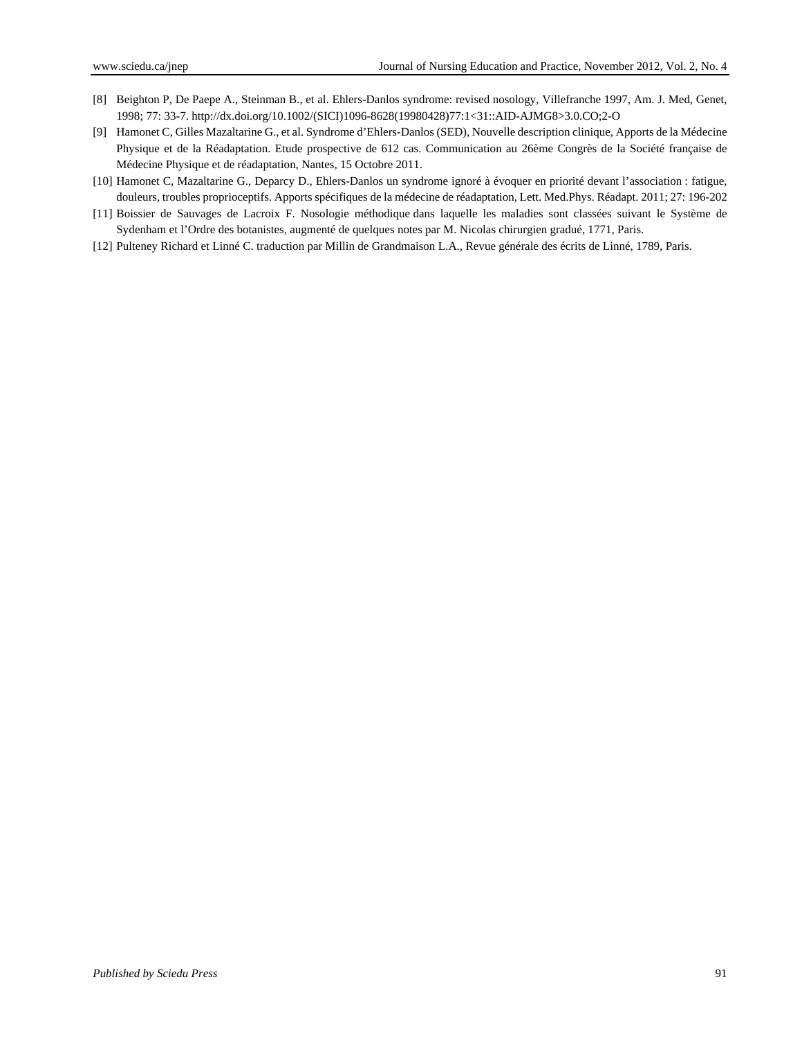[8] Beighton P, De Paepe A., Steinman B., et al. Ehlers-Danlos syndrome: revised nosology, Villefranche 1997, Am. J. Med, Genet, 1998; 77: 33-7. http://dx.doi.org/10.1002/(SICI)1096-8628(19980428)77:1<31::AID-AJMG8>3.0.CO;2-O

[9] Hamonet C, Gilles Mazaltarine G., et al. Syndrome d’Ehlers-Danlos (SED), Nouvelle description clinique, Apports de la Médecine Physique et de la Réadaptation. Etude prospective de 612 cas. Communication au 26ème Congrès de la Société française de Médecine Physique et de réadaptation, Nantes, 15 Octobre 2011.

[10] Hamonet C, Mazaltarine G., Deparcy D., Ehlers-Danlos un syndrome ignoré à évoquer en priorité devant l’association : fatigue, douleurs, troubles proprioceptifs. Apports spécifiques de la médecine de réadaptation, Lett. Med.Phys. Réadapt. 2011; 27: 196-202

[11] Boissier de Sauvages de Lacroix F. Nosologie méthodique dans laquelle les maladies sont classées suivant le Système de Sydenham et l’Ordre des botanistes, augmenté de quelques notes par M. Nicolas chirurgien gradué, 1771, Paris.

[12] Pulteney Richard et Linné C. traduction par Millin de Grandmaison L.A., Revue générale des écrits de Linné, 1789, Paris.